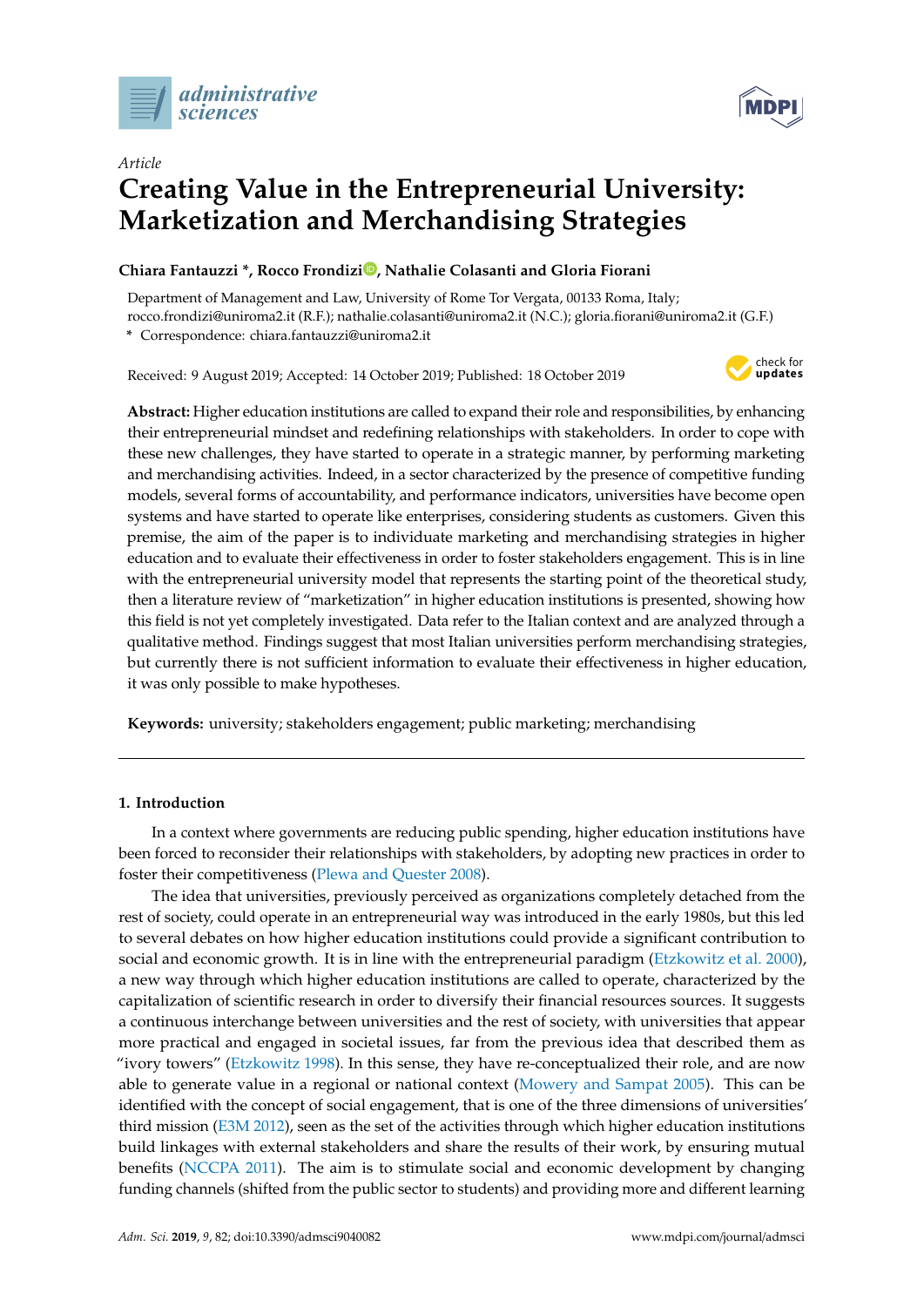*Article*

# Creating Value in the Entrepreneurial University: Marketization and Merchandising Strategies

**Chiara Fantauzzi \*, Rocco Frondizi, Nathalie Colasanti and Gloria Fiorani**

Department of Management and Law, University of Rome Tor Vergata, 00133 Roma, Italy; rocco.frondizi@uniroma2.it (R.F.); nathalie.colasanti@uniroma2.it (N.C.); gloria.fiorani@uniroma2.it (G.F.)
\* Correspondence: chiara.fantauzzi@uniroma2.it

Received: 9 August 2019; Accepted: 14 October 2019; Published: 18 October 2019

**Abstract:** Higher education institutions are called to expand their role and responsibilities, by enhancing their entrepreneurial mindset and redefining relationships with stakeholders. In order to cope with these new challenges, they have started to operate in a strategic manner, by performing marketing and merchandising activities. Indeed, in a sector characterized by the presence of competitive funding models, several forms of accountability, and performance indicators, universities have become open systems and have started to operate like enterprises, considering students as customers. Given this premise, the aim of the paper is to individuate marketing and merchandising strategies in higher education and to evaluate their effectiveness in order to foster stakeholders engagement. This is in line with the entrepreneurial university model that represents the starting point of the theoretical study, then a literature review of "marketization" in higher education institutions is presented, showing how this field is not yet completely investigated. Data refer to the Italian context and are analyzed through a qualitative method. Findings suggest that most Italian universities perform merchandising strategies, but currently there is not sufficient information to evaluate their effectiveness in higher education, it was only possible to make hypotheses.

**Keywords:** university; stakeholders engagement; public marketing; merchandising

## 1. Introduction

In a context where governments are reducing public spending, higher education institutions have been forced to reconsider their relationships with stakeholders, by adopting new practices in order to foster their competitiveness (Plewa and Quester 2008).

The idea that universities, previously perceived as organizations completely detached from the rest of society, could operate in an entrepreneurial way was introduced in the early 1980s, but this led to several debates on how higher education institutions could provide a significant contribution to social and economic growth. It is in line with the entrepreneurial paradigm (Etzkowitz et al. 2000), a new way through which higher education institutions are called to operate, characterized by the capitalization of scientific research in order to diversify their financial resources sources. It suggests a continuous interchange between universities and the rest of society, with universities that appear more practical and engaged in societal issues, far from the previous idea that described them as "ivory towers" (Etzkowitz 1998). In this sense, they have re-conceptualized their role, and are now able to generate value in a regional or national context (Mowery and Sampat 2005). This can be identified with the concept of social engagement, that is one of the three dimensions of universities' third mission (E3M 2012), seen as the set of the activities through which higher education institutions build linkages with external stakeholders and share the results of their work, by ensuring mutual benefits (NCCPA 2011). The aim is to stimulate social and economic development by changing funding channels (shifted from the public sector to students) and providing more and different learning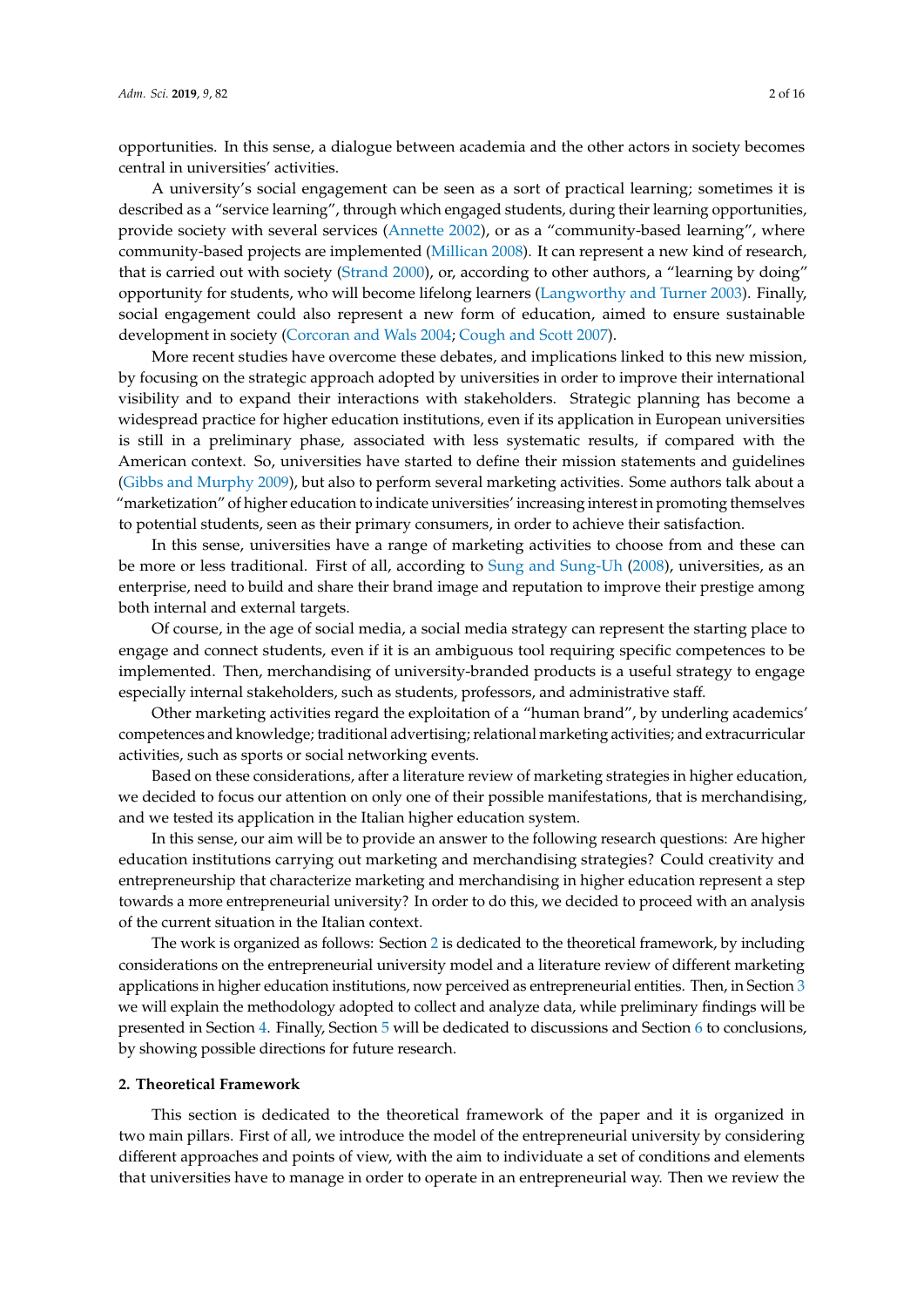opportunities. In this sense, a dialogue between academia and the other actors in society becomes central in universities' activities.

A university's social engagement can be seen as a sort of practical learning; sometimes it is described as a "service learning", through which engaged students, during their learning opportunities, provide society with several services (Annette 2002), or as a "community-based learning", where community-based projects are implemented (Millican 2008). It can represent a new kind of research, that is carried out with society (Strand 2000), or, according to other authors, a "learning by doing" opportunity for students, who will become lifelong learners (Langworthy and Turner 2003). Finally, social engagement could also represent a new form of education, aimed to ensure sustainable development in society (Corcoran and Wals 2004; Cough and Scott 2007).

More recent studies have overcome these debates, and implications linked to this new mission, by focusing on the strategic approach adopted by universities in order to improve their international visibility and to expand their interactions with stakeholders. Strategic planning has become a widespread practice for higher education institutions, even if its application in European universities is still in a preliminary phase, associated with less systematic results, if compared with the American context. So, universities have started to define their mission statements and guidelines (Gibbs and Murphy 2009), but also to perform several marketing activities. Some authors talk about a "marketization" of higher education to indicate universities' increasing interest in promoting themselves to potential students, seen as their primary consumers, in order to achieve their satisfaction.

In this sense, universities have a range of marketing activities to choose from and these can be more or less traditional. First of all, according to Sung and Sung-Uh (2008), universities, as an enterprise, need to build and share their brand image and reputation to improve their prestige among both internal and external targets.

Of course, in the age of social media, a social media strategy can represent the starting place to engage and connect students, even if it is an ambiguous tool requiring specific competences to be implemented. Then, merchandising of university-branded products is a useful strategy to engage especially internal stakeholders, such as students, professors, and administrative staff.

Other marketing activities regard the exploitation of a "human brand", by underling academics' competences and knowledge; traditional advertising; relational marketing activities; and extracurricular activities, such as sports or social networking events.

Based on these considerations, after a literature review of marketing strategies in higher education, we decided to focus our attention on only one of their possible manifestations, that is merchandising, and we tested its application in the Italian higher education system.

In this sense, our aim will be to provide an answer to the following research questions: Are higher education institutions carrying out marketing and merchandising strategies? Could creativity and entrepreneurship that characterize marketing and merchandising in higher education represent a step towards a more entrepreneurial university? In order to do this, we decided to proceed with an analysis of the current situation in the Italian context.

The work is organized as follows: Section 2 is dedicated to the theoretical framework, by including considerations on the entrepreneurial university model and a literature review of different marketing applications in higher education institutions, now perceived as entrepreneurial entities. Then, in Section 3 we will explain the methodology adopted to collect and analyze data, while preliminary findings will be presented in Section 4. Finally, Section 5 will be dedicated to discussions and Section 6 to conclusions, by showing possible directions for future research.

## 2. Theoretical Framework

This section is dedicated to the theoretical framework of the paper and it is organized in two main pillars. First of all, we introduce the model of the entrepreneurial university by considering different approaches and points of view, with the aim to individuate a set of conditions and elements that universities have to manage in order to operate in an entrepreneurial way. Then we review the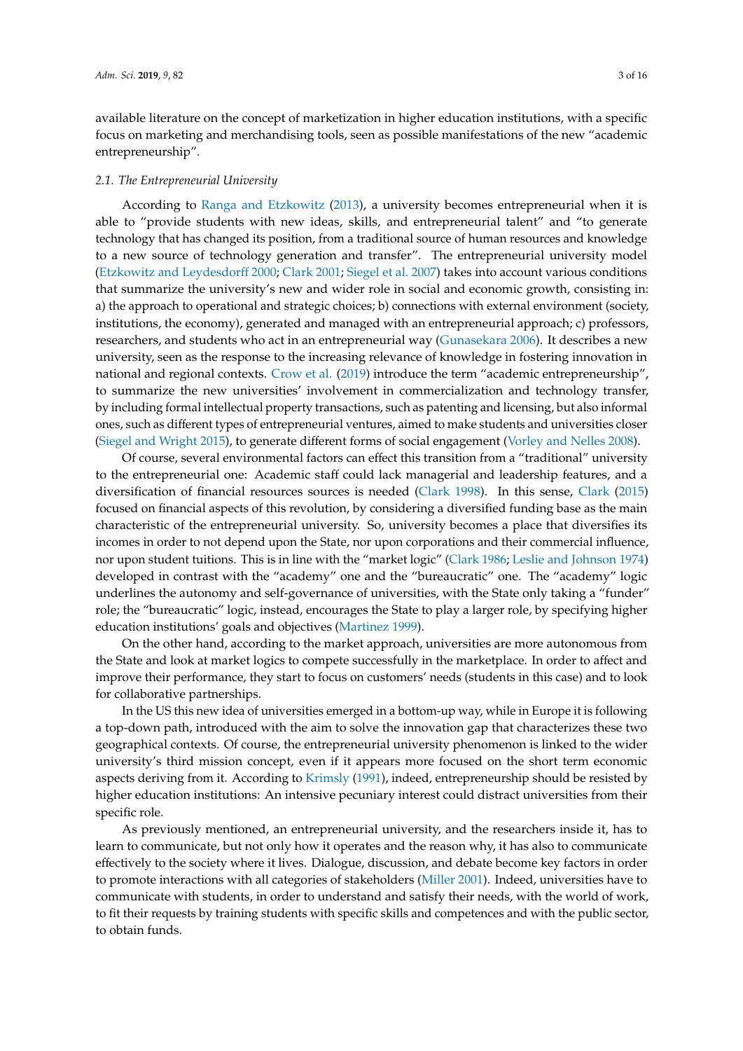available literature on the concept of marketization in higher education institutions, with a specific focus on marketing and merchandising tools, seen as possible manifestations of the new "academic entrepreneurship".

### *2.1. The Entrepreneurial University*

According to Ranga and Etzkowitz (2013), a university becomes entrepreneurial when it is able to "provide students with new ideas, skills, and entrepreneurial talent" and "to generate technology that has changed its position, from a traditional source of human resources and knowledge to a new source of technology generation and transfer". The entrepreneurial university model (Etzkowitz and Leydesdorff 2000; Clark 2001; Siegel et al. 2007) takes into account various conditions that summarize the university's new and wider role in social and economic growth, consisting in: a) the approach to operational and strategic choices; b) connections with external environment (society, institutions, the economy), generated and managed with an entrepreneurial approach; c) professors, researchers, and students who act in an entrepreneurial way (Gunasekara 2006). It describes a new university, seen as the response to the increasing relevance of knowledge in fostering innovation in national and regional contexts. Crow et al. (2019) introduce the term "academic entrepreneurship", to summarize the new universities' involvement in commercialization and technology transfer, by including formal intellectual property transactions, such as patenting and licensing, but also informal ones, such as different types of entrepreneurial ventures, aimed to make students and universities closer (Siegel and Wright 2015), to generate different forms of social engagement (Vorley and Nelles 2008).

Of course, several environmental factors can effect this transition from a "traditional" university to the entrepreneurial one: Academic staff could lack managerial and leadership features, and a diversification of financial resources sources is needed (Clark 1998). In this sense, Clark (2015) focused on financial aspects of this revolution, by considering a diversified funding base as the main characteristic of the entrepreneurial university. So, university becomes a place that diversifies its incomes in order to not depend upon the State, nor upon corporations and their commercial influence, nor upon student tuitions. This is in line with the "market logic" (Clark 1986; Leslie and Johnson 1974) developed in contrast with the "academy" one and the "bureaucratic" one. The "academy" logic underlines the autonomy and self-governance of universities, with the State only taking a "funder" role; the "bureaucratic" logic, instead, encourages the State to play a larger role, by specifying higher education institutions' goals and objectives (Martinez 1999).

On the other hand, according to the market approach, universities are more autonomous from the State and look at market logics to compete successfully in the marketplace. In order to affect and improve their performance, they start to focus on customers' needs (students in this case) and to look for collaborative partnerships.

In the US this new idea of universities emerged in a bottom-up way, while in Europe it is following a top-down path, introduced with the aim to solve the innovation gap that characterizes these two geographical contexts. Of course, the entrepreneurial university phenomenon is linked to the wider university's third mission concept, even if it appears more focused on the short term economic aspects deriving from it. According to Krimsly (1991), indeed, entrepreneurship should be resisted by higher education institutions: An intensive pecuniary interest could distract universities from their specific role.

As previously mentioned, an entrepreneurial university, and the researchers inside it, has to learn to communicate, but not only how it operates and the reason why, it has also to communicate effectively to the society where it lives. Dialogue, discussion, and debate become key factors in order to promote interactions with all categories of stakeholders (Miller 2001). Indeed, universities have to communicate with students, in order to understand and satisfy their needs, with the world of work, to fit their requests by training students with specific skills and competences and with the public sector, to obtain funds.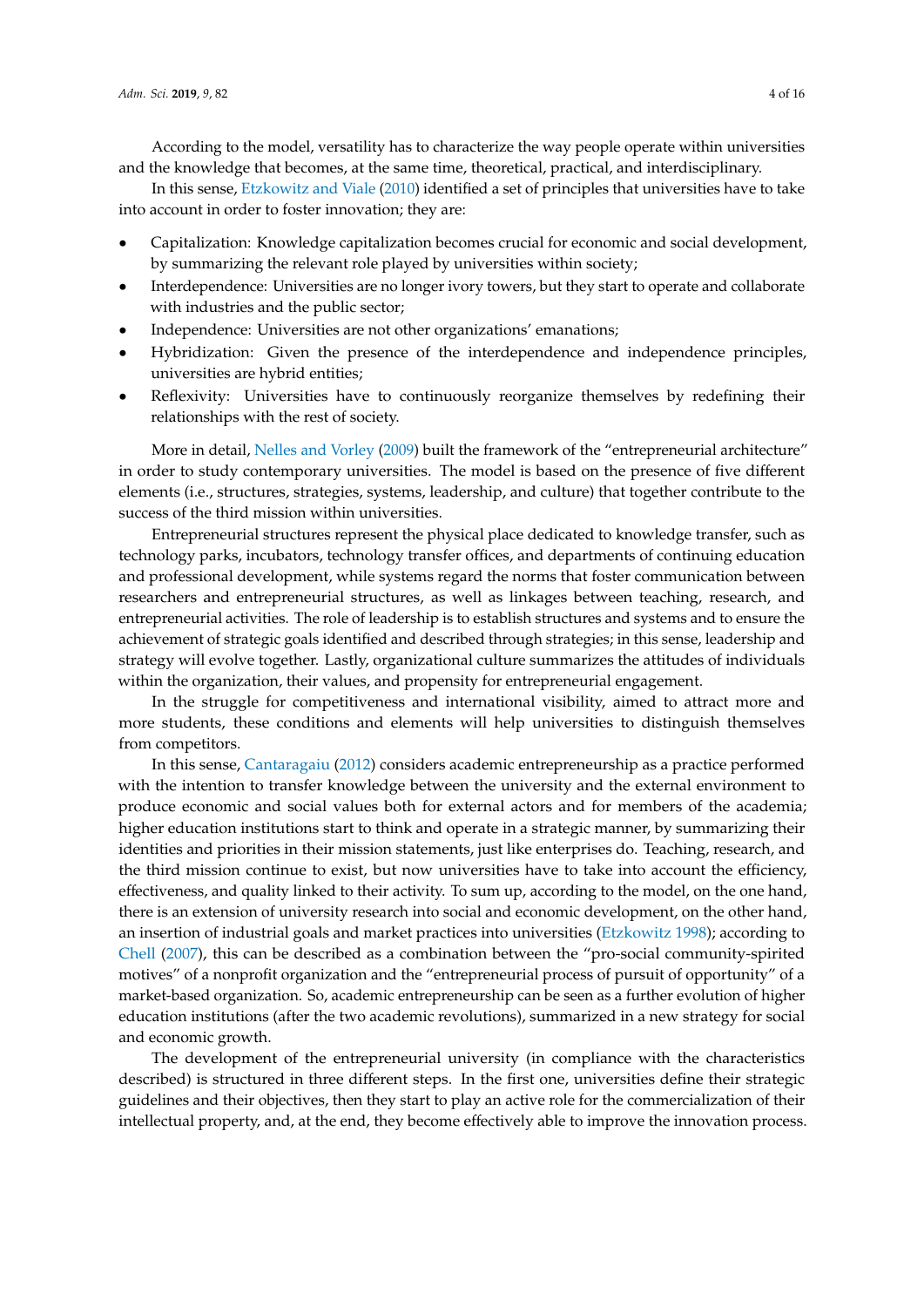According to the model, versatility has to characterize the way people operate within universities and the knowledge that becomes, at the same time, theoretical, practical, and interdisciplinary.

In this sense, Etzkowitz and Viale (2010) identified a set of principles that universities have to take into account in order to foster innovation; they are:

- Capitalization: Knowledge capitalization becomes crucial for economic and social development, by summarizing the relevant role played by universities within society;
- Interdependence: Universities are no longer ivory towers, but they start to operate and collaborate with industries and the public sector;
- Independence: Universities are not other organizations' emanations;
- Hybridization: Given the presence of the interdependence and independence principles, universities are hybrid entities;
- Reflexivity: Universities have to continuously reorganize themselves by redefining their relationships with the rest of society.

More in detail, Nelles and Vorley (2009) built the framework of the "entrepreneurial architecture" in order to study contemporary universities. The model is based on the presence of five different elements (i.e., structures, strategies, systems, leadership, and culture) that together contribute to the success of the third mission within universities.

Entrepreneurial structures represent the physical place dedicated to knowledge transfer, such as technology parks, incubators, technology transfer offices, and departments of continuing education and professional development, while systems regard the norms that foster communication between researchers and entrepreneurial structures, as well as linkages between teaching, research, and entrepreneurial activities. The role of leadership is to establish structures and systems and to ensure the achievement of strategic goals identified and described through strategies; in this sense, leadership and strategy will evolve together. Lastly, organizational culture summarizes the attitudes of individuals within the organization, their values, and propensity for entrepreneurial engagement.

In the struggle for competitiveness and international visibility, aimed to attract more and more students, these conditions and elements will help universities to distinguish themselves from competitors.

In this sense, Cantaragaiu (2012) considers academic entrepreneurship as a practice performed with the intention to transfer knowledge between the university and the external environment to produce economic and social values both for external actors and for members of the academia; higher education institutions start to think and operate in a strategic manner, by summarizing their identities and priorities in their mission statements, just like enterprises do. Teaching, research, and the third mission continue to exist, but now universities have to take into account the efficiency, effectiveness, and quality linked to their activity. To sum up, according to the model, on the one hand, there is an extension of university research into social and economic development, on the other hand, an insertion of industrial goals and market practices into universities (Etzkowitz 1998); according to Chell (2007), this can be described as a combination between the "pro-social community-spirited motives" of a nonprofit organization and the "entrepreneurial process of pursuit of opportunity" of a market-based organization. So, academic entrepreneurship can be seen as a further evolution of higher education institutions (after the two academic revolutions), summarized in a new strategy for social and economic growth.

The development of the entrepreneurial university (in compliance with the characteristics described) is structured in three different steps. In the first one, universities define their strategic guidelines and their objectives, then they start to play an active role for the commercialization of their intellectual property, and, at the end, they become effectively able to improve the innovation process.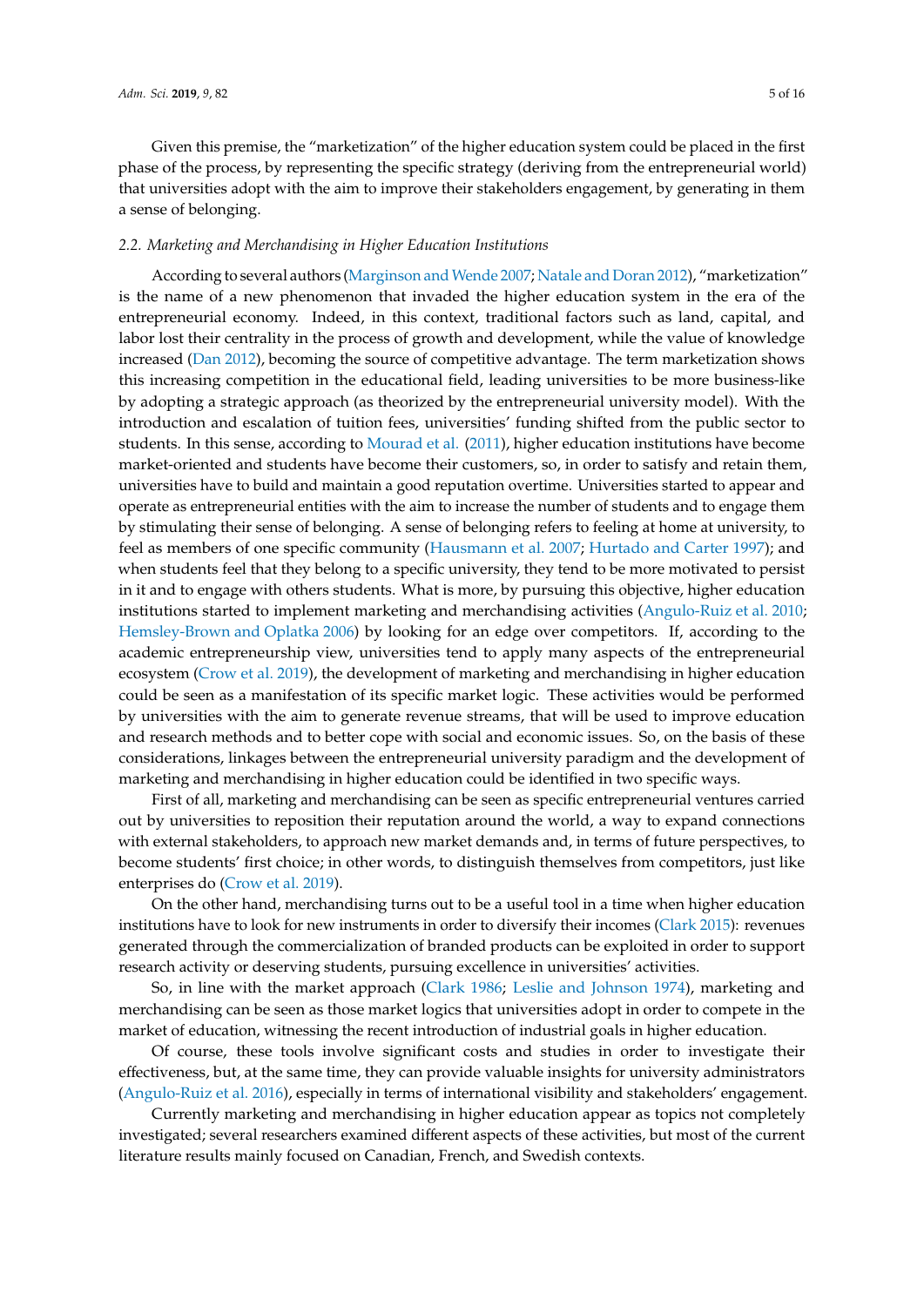Given this premise, the "marketization" of the higher education system could be placed in the first phase of the process, by representing the specific strategy (deriving from the entrepreneurial world) that universities adopt with the aim to improve their stakeholders engagement, by generating in them a sense of belonging.

### *2.2. Marketing and Merchandising in Higher Education Institutions*

According to several authors (Marginson and Wende 2007; Natale and Doran 2012), "marketization" is the name of a new phenomenon that invaded the higher education system in the era of the entrepreneurial economy. Indeed, in this context, traditional factors such as land, capital, and labor lost their centrality in the process of growth and development, while the value of knowledge increased (Dan 2012), becoming the source of competitive advantage. The term marketization shows this increasing competition in the educational field, leading universities to be more business-like by adopting a strategic approach (as theorized by the entrepreneurial university model). With the introduction and escalation of tuition fees, universities' funding shifted from the public sector to students. In this sense, according to Mourad et al. (2011), higher education institutions have become market-oriented and students have become their customers, so, in order to satisfy and retain them, universities have to build and maintain a good reputation overtime. Universities started to appear and operate as entrepreneurial entities with the aim to increase the number of students and to engage them by stimulating their sense of belonging. A sense of belonging refers to feeling at home at university, to feel as members of one specific community (Hausmann et al. 2007; Hurtado and Carter 1997); and when students feel that they belong to a specific university, they tend to be more motivated to persist in it and to engage with others students. What is more, by pursuing this objective, higher education institutions started to implement marketing and merchandising activities (Angulo-Ruiz et al. 2010; Hemsley-Brown and Oplatka 2006) by looking for an edge over competitors. If, according to the academic entrepreneurship view, universities tend to apply many aspects of the entrepreneurial ecosystem (Crow et al. 2019), the development of marketing and merchandising in higher education could be seen as a manifestation of its specific market logic. These activities would be performed by universities with the aim to generate revenue streams, that will be used to improve education and research methods and to better cope with social and economic issues. So, on the basis of these considerations, linkages between the entrepreneurial university paradigm and the development of marketing and merchandising in higher education could be identified in two specific ways.

First of all, marketing and merchandising can be seen as specific entrepreneurial ventures carried out by universities to reposition their reputation around the world, a way to expand connections with external stakeholders, to approach new market demands and, in terms of future perspectives, to become students' first choice; in other words, to distinguish themselves from competitors, just like enterprises do (Crow et al. 2019).

On the other hand, merchandising turns out to be a useful tool in a time when higher education institutions have to look for new instruments in order to diversify their incomes (Clark 2015): revenues generated through the commercialization of branded products can be exploited in order to support research activity or deserving students, pursuing excellence in universities' activities.

So, in line with the market approach (Clark 1986; Leslie and Johnson 1974), marketing and merchandising can be seen as those market logics that universities adopt in order to compete in the market of education, witnessing the recent introduction of industrial goals in higher education.

Of course, these tools involve significant costs and studies in order to investigate their effectiveness, but, at the same time, they can provide valuable insights for university administrators (Angulo-Ruiz et al. 2016), especially in terms of international visibility and stakeholders' engagement.

Currently marketing and merchandising in higher education appear as topics not completely investigated; several researchers examined different aspects of these activities, but most of the current literature results mainly focused on Canadian, French, and Swedish contexts.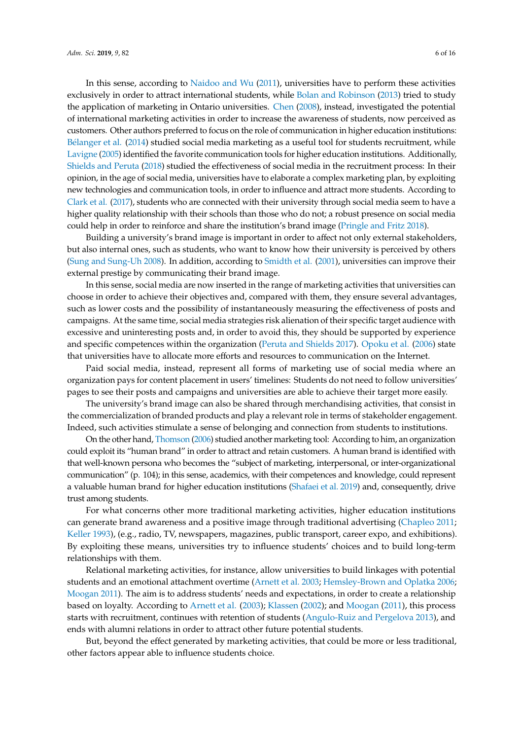In this sense, according to Naidoo and Wu (2011), universities have to perform these activities exclusively in order to attract international students, while Bolan and Robinson (2013) tried to study the application of marketing in Ontario universities. Chen (2008), instead, investigated the potential of international marketing activities in order to increase the awareness of students, now perceived as customers. Other authors preferred to focus on the role of communication in higher education institutions: Bélanger et al. (2014) studied social media marketing as a useful tool for students recruitment, while Lavigne (2005) identified the favorite communication tools for higher education institutions. Additionally, Shields and Peruta (2018) studied the effectiveness of social media in the recruitment process: In their opinion, in the age of social media, universities have to elaborate a complex marketing plan, by exploiting new technologies and communication tools, in order to influence and attract more students. According to Clark et al. (2017), students who are connected with their university through social media seem to have a higher quality relationship with their schools than those who do not; a robust presence on social media could help in order to reinforce and share the institution's brand image (Pringle and Fritz 2018).

Building a university's brand image is important in order to affect not only external stakeholders, but also internal ones, such as students, who want to know how their university is perceived by others (Sung and Sung-Uh 2008). In addition, according to Smidth et al. (2001), universities can improve their external prestige by communicating their brand image.

In this sense, social media are now inserted in the range of marketing activities that universities can choose in order to achieve their objectives and, compared with them, they ensure several advantages, such as lower costs and the possibility of instantaneously measuring the effectiveness of posts and campaigns. At the same time, social media strategies risk alienation of their specific target audience with excessive and uninteresting posts and, in order to avoid this, they should be supported by experience and specific competences within the organization (Peruta and Shields 2017). Opoku et al. (2006) state that universities have to allocate more efforts and resources to communication on the Internet.

Paid social media, instead, represent all forms of marketing use of social media where an organization pays for content placement in users' timelines: Students do not need to follow universities' pages to see their posts and campaigns and universities are able to achieve their target more easily.

The university's brand image can also be shared through merchandising activities, that consist in the commercialization of branded products and play a relevant role in terms of stakeholder engagement. Indeed, such activities stimulate a sense of belonging and connection from students to institutions.

On the other hand, Thomson (2006) studied another marketing tool: According to him, an organization could exploit its "human brand" in order to attract and retain customers. A human brand is identified with that well-known persona who becomes the "subject of marketing, interpersonal, or inter-organizational communication" (p. 104); in this sense, academics, with their competences and knowledge, could represent a valuable human brand for higher education institutions (Shafaei et al. 2019) and, consequently, drive trust among students.

For what concerns other more traditional marketing activities, higher education institutions can generate brand awareness and a positive image through traditional advertising (Chapleo 2011; Keller 1993), (e.g., radio, TV, newspapers, magazines, public transport, career expo, and exhibitions). By exploiting these means, universities try to influence students' choices and to build long-term relationships with them.

Relational marketing activities, for instance, allow universities to build linkages with potential students and an emotional attachment overtime (Arnett et al. 2003; Hemsley-Brown and Oplatka 2006; Moogan 2011). The aim is to address students' needs and expectations, in order to create a relationship based on loyalty. According to Arnett et al. (2003); Klassen (2002); and Moogan (2011), this process starts with recruitment, continues with retention of students (Angulo-Ruiz and Pergelova 2013), and ends with alumni relations in order to attract other future potential students.

But, beyond the effect generated by marketing activities, that could be more or less traditional, other factors appear able to influence students choice.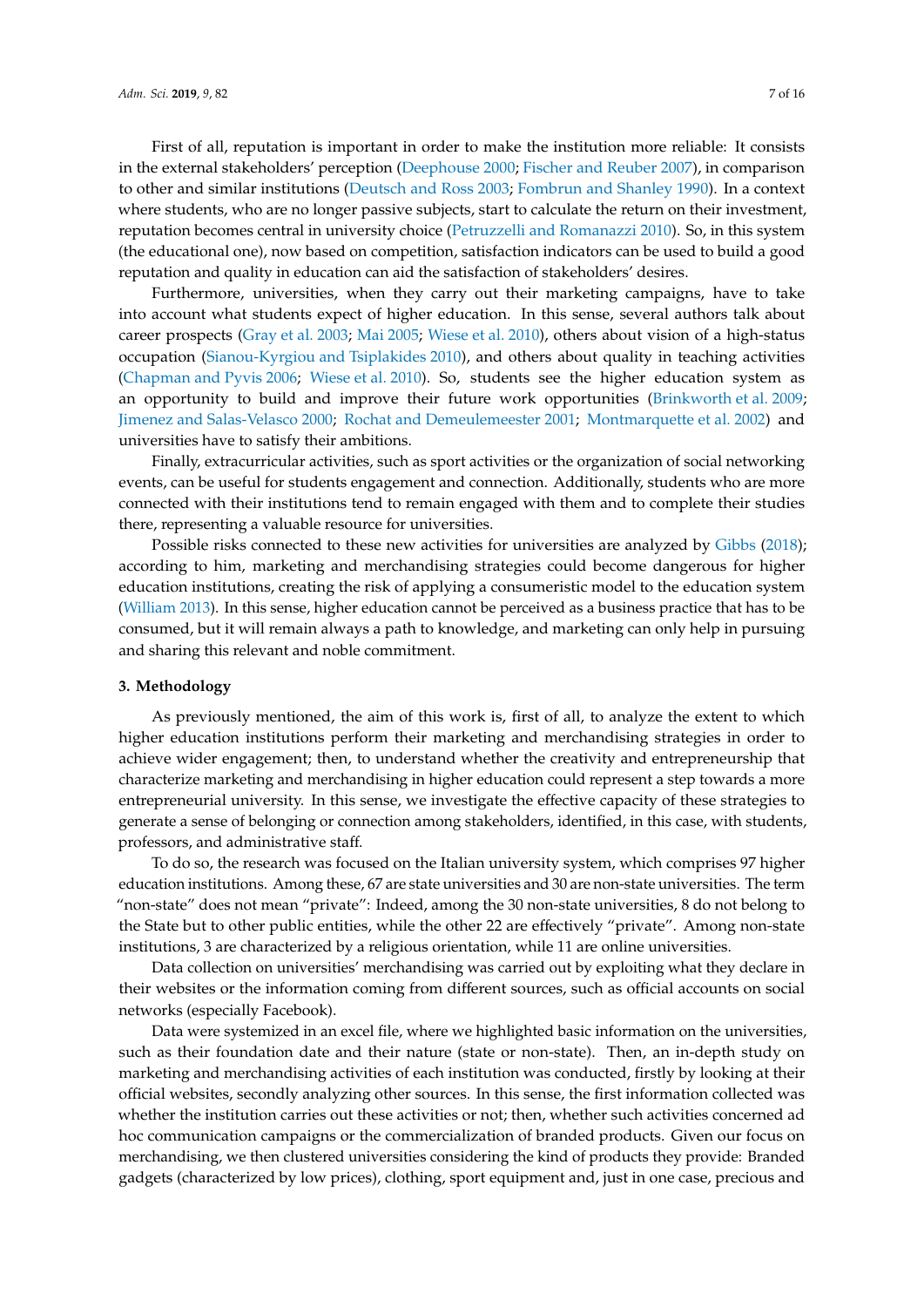First of all, reputation is important in order to make the institution more reliable: It consists in the external stakeholders' perception (Deephouse 2000; Fischer and Reuber 2007), in comparison to other and similar institutions (Deutsch and Ross 2003; Fombrun and Shanley 1990). In a context where students, who are no longer passive subjects, start to calculate the return on their investment, reputation becomes central in university choice (Petruzzelli and Romanazzi 2010). So, in this system (the educational one), now based on competition, satisfaction indicators can be used to build a good reputation and quality in education can aid the satisfaction of stakeholders' desires.

Furthermore, universities, when they carry out their marketing campaigns, have to take into account what students expect of higher education. In this sense, several authors talk about career prospects (Gray et al. 2003; Mai 2005; Wiese et al. 2010), others about vision of a high-status occupation (Sianou-Kyrgiou and Tsiplakides 2010), and others about quality in teaching activities (Chapman and Pyvis 2006; Wiese et al. 2010). So, students see the higher education system as an opportunity to build and improve their future work opportunities (Brinkworth et al. 2009; Jimenez and Salas-Velasco 2000; Rochat and Demeulemeester 2001; Montmarquette et al. 2002) and universities have to satisfy their ambitions.

Finally, extracurricular activities, such as sport activities or the organization of social networking events, can be useful for students engagement and connection. Additionally, students who are more connected with their institutions tend to remain engaged with them and to complete their studies there, representing a valuable resource for universities.

Possible risks connected to these new activities for universities are analyzed by Gibbs (2018); according to him, marketing and merchandising strategies could become dangerous for higher education institutions, creating the risk of applying a consumeristic model to the education system (William 2013). In this sense, higher education cannot be perceived as a business practice that has to be consumed, but it will remain always a path to knowledge, and marketing can only help in pursuing and sharing this relevant and noble commitment.

## 3. Methodology

As previously mentioned, the aim of this work is, first of all, to analyze the extent to which higher education institutions perform their marketing and merchandising strategies in order to achieve wider engagement; then, to understand whether the creativity and entrepreneurship that characterize marketing and merchandising in higher education could represent a step towards a more entrepreneurial university. In this sense, we investigate the effective capacity of these strategies to generate a sense of belonging or connection among stakeholders, identified, in this case, with students, professors, and administrative staff.

To do so, the research was focused on the Italian university system, which comprises 97 higher education institutions. Among these, 67 are state universities and 30 are non-state universities. The term "non-state" does not mean "private": Indeed, among the 30 non-state universities, 8 do not belong to the State but to other public entities, while the other 22 are effectively "private". Among non-state institutions, 3 are characterized by a religious orientation, while 11 are online universities.

Data collection on universities' merchandising was carried out by exploiting what they declare in their websites or the information coming from different sources, such as official accounts on social networks (especially Facebook).

Data were systemized in an excel file, where we highlighted basic information on the universities, such as their foundation date and their nature (state or non-state). Then, an in-depth study on marketing and merchandising activities of each institution was conducted, firstly by looking at their official websites, secondly analyzing other sources. In this sense, the first information collected was whether the institution carries out these activities or not; then, whether such activities concerned ad hoc communication campaigns or the commercialization of branded products. Given our focus on merchandising, we then clustered universities considering the kind of products they provide: Branded gadgets (characterized by low prices), clothing, sport equipment and, just in one case, precious and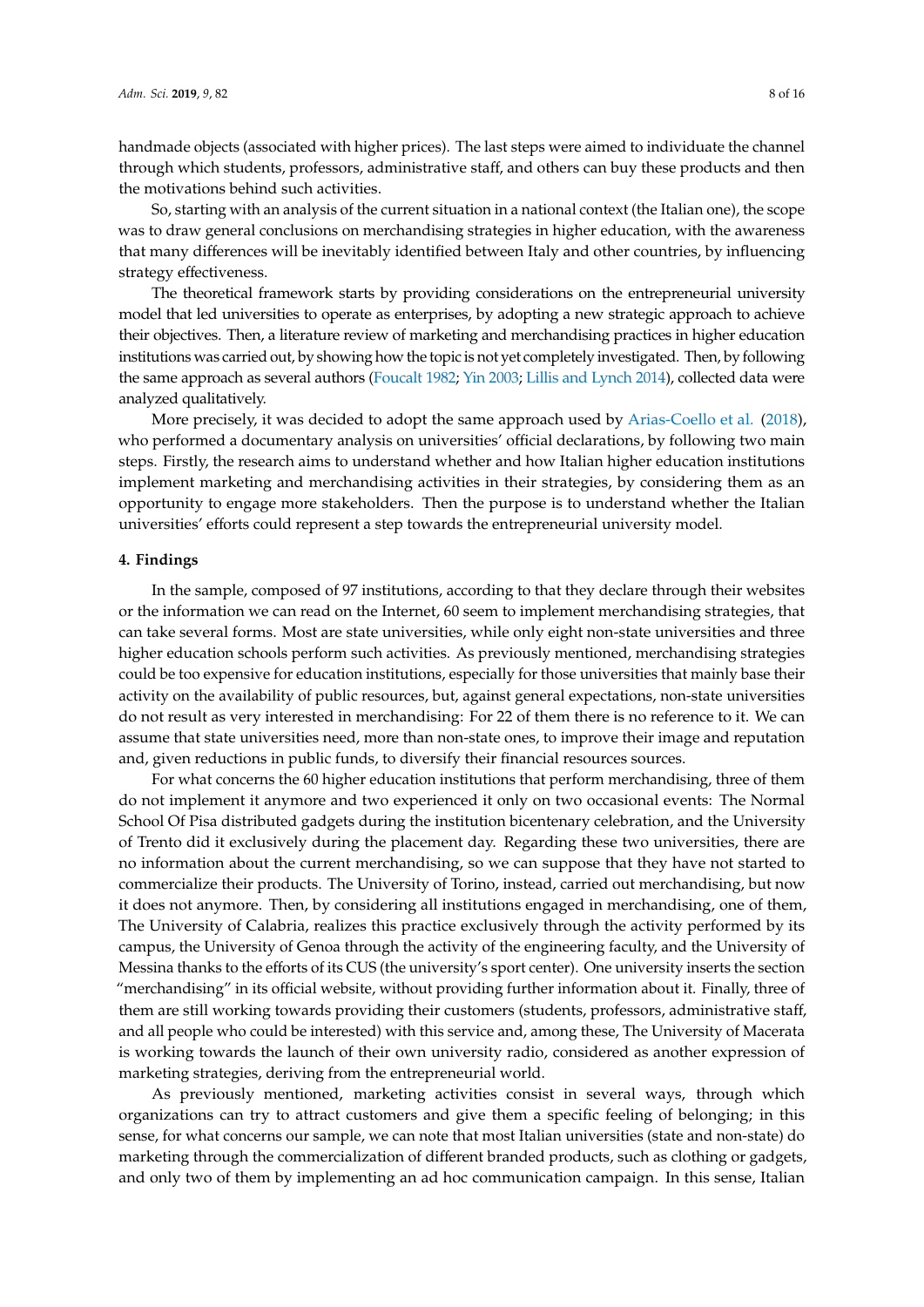handmade objects (associated with higher prices). The last steps were aimed to individuate the channel through which students, professors, administrative staff, and others can buy these products and then the motivations behind such activities.

So, starting with an analysis of the current situation in a national context (the Italian one), the scope was to draw general conclusions on merchandising strategies in higher education, with the awareness that many differences will be inevitably identified between Italy and other countries, by influencing strategy effectiveness.

The theoretical framework starts by providing considerations on the entrepreneurial university model that led universities to operate as enterprises, by adopting a new strategic approach to achieve their objectives. Then, a literature review of marketing and merchandising practices in higher education institutions was carried out, by showing how the topic is not yet completely investigated. Then, by following the same approach as several authors (Foucalt 1982; Yin 2003; Lillis and Lynch 2014), collected data were analyzed qualitatively.

More precisely, it was decided to adopt the same approach used by Arias-Coello et al. (2018), who performed a documentary analysis on universities' official declarations, by following two main steps. Firstly, the research aims to understand whether and how Italian higher education institutions implement marketing and merchandising activities in their strategies, by considering them as an opportunity to engage more stakeholders. Then the purpose is to understand whether the Italian universities' efforts could represent a step towards the entrepreneurial university model.

## 4. Findings

In the sample, composed of 97 institutions, according to that they declare through their websites or the information we can read on the Internet, 60 seem to implement merchandising strategies, that can take several forms. Most are state universities, while only eight non-state universities and three higher education schools perform such activities. As previously mentioned, merchandising strategies could be too expensive for education institutions, especially for those universities that mainly base their activity on the availability of public resources, but, against general expectations, non-state universities do not result as very interested in merchandising: For 22 of them there is no reference to it. We can assume that state universities need, more than non-state ones, to improve their image and reputation and, given reductions in public funds, to diversify their financial resources sources.

For what concerns the 60 higher education institutions that perform merchandising, three of them do not implement it anymore and two experienced it only on two occasional events: The Normal School Of Pisa distributed gadgets during the institution bicentenary celebration, and the University of Trento did it exclusively during the placement day. Regarding these two universities, there are no information about the current merchandising, so we can suppose that they have not started to commercialize their products. The University of Torino, instead, carried out merchandising, but now it does not anymore. Then, by considering all institutions engaged in merchandising, one of them, The University of Calabria, realizes this practice exclusively through the activity performed by its campus, the University of Genoa through the activity of the engineering faculty, and the University of Messina thanks to the efforts of its CUS (the university's sport center). One university inserts the section "merchandising" in its official website, without providing further information about it. Finally, three of them are still working towards providing their customers (students, professors, administrative staff, and all people who could be interested) with this service and, among these, The University of Macerata is working towards the launch of their own university radio, considered as another expression of marketing strategies, deriving from the entrepreneurial world.

As previously mentioned, marketing activities consist in several ways, through which organizations can try to attract customers and give them a specific feeling of belonging; in this sense, for what concerns our sample, we can note that most Italian universities (state and non-state) do marketing through the commercialization of different branded products, such as clothing or gadgets, and only two of them by implementing an ad hoc communication campaign. In this sense, Italian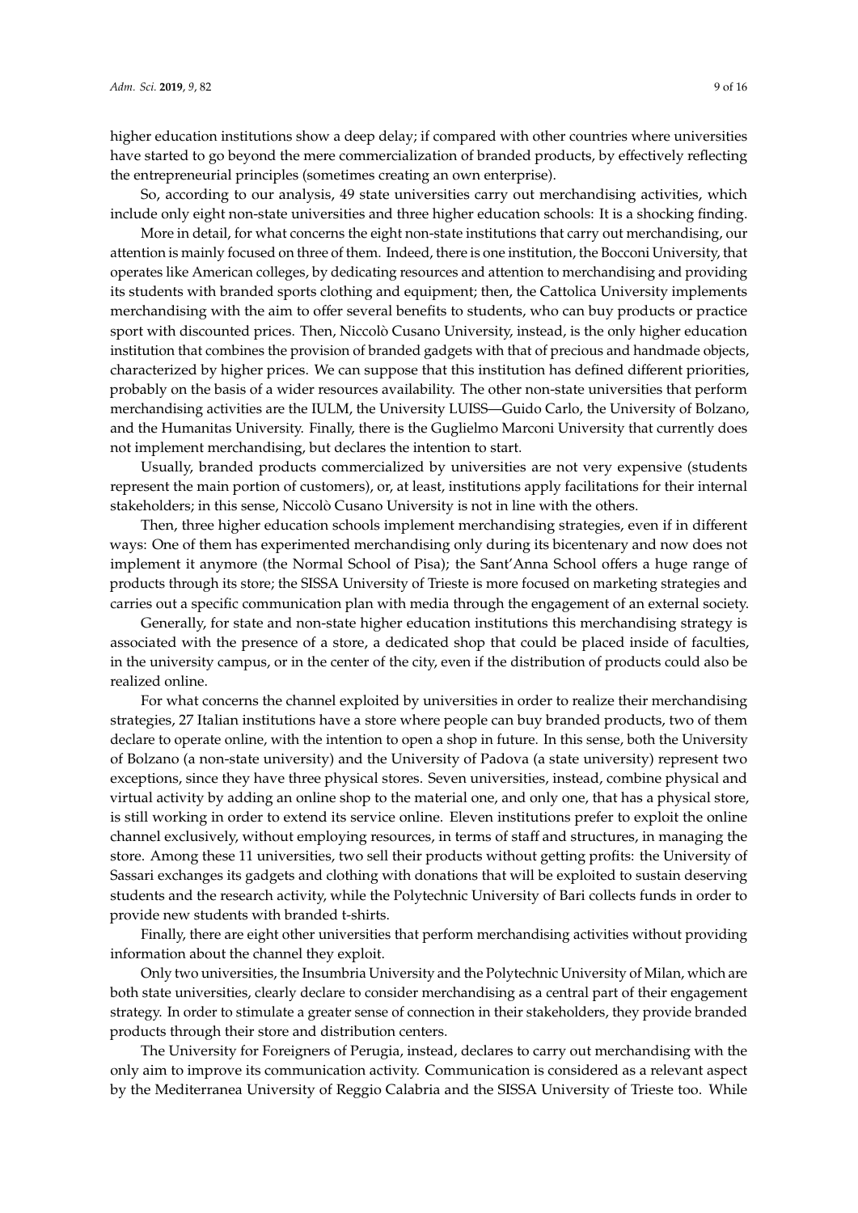higher education institutions show a deep delay; if compared with other countries where universities have started to go beyond the mere commercialization of branded products, by effectively reflecting the entrepreneurial principles (sometimes creating an own enterprise).

So, according to our analysis, 49 state universities carry out merchandising activities, which include only eight non-state universities and three higher education schools: It is a shocking finding.

More in detail, for what concerns the eight non-state institutions that carry out merchandising, our attention is mainly focused on three of them. Indeed, there is one institution, the Bocconi University, that operates like American colleges, by dedicating resources and attention to merchandising and providing its students with branded sports clothing and equipment; then, the Cattolica University implements merchandising with the aim to offer several benefits to students, who can buy products or practice sport with discounted prices. Then, Niccolò Cusano University, instead, is the only higher education institution that combines the provision of branded gadgets with that of precious and handmade objects, characterized by higher prices. We can suppose that this institution has defined different priorities, probably on the basis of a wider resources availability. The other non-state universities that perform merchandising activities are the IULM, the University LUISS—Guido Carlo, the University of Bolzano, and the Humanitas University. Finally, there is the Guglielmo Marconi University that currently does not implement merchandising, but declares the intention to start.

Usually, branded products commercialized by universities are not very expensive (students represent the main portion of customers), or, at least, institutions apply facilitations for their internal stakeholders; in this sense, Niccolò Cusano University is not in line with the others.

Then, three higher education schools implement merchandising strategies, even if in different ways: One of them has experimented merchandising only during its bicentenary and now does not implement it anymore (the Normal School of Pisa); the Sant'Anna School offers a huge range of products through its store; the SISSA University of Trieste is more focused on marketing strategies and carries out a specific communication plan with media through the engagement of an external society.

Generally, for state and non-state higher education institutions this merchandising strategy is associated with the presence of a store, a dedicated shop that could be placed inside of faculties, in the university campus, or in the center of the city, even if the distribution of products could also be realized online.

For what concerns the channel exploited by universities in order to realize their merchandising strategies, 27 Italian institutions have a store where people can buy branded products, two of them declare to operate online, with the intention to open a shop in future. In this sense, both the University of Bolzano (a non-state university) and the University of Padova (a state university) represent two exceptions, since they have three physical stores. Seven universities, instead, combine physical and virtual activity by adding an online shop to the material one, and only one, that has a physical store, is still working in order to extend its service online. Eleven institutions prefer to exploit the online channel exclusively, without employing resources, in terms of staff and structures, in managing the store. Among these 11 universities, two sell their products without getting profits: the University of Sassari exchanges its gadgets and clothing with donations that will be exploited to sustain deserving students and the research activity, while the Polytechnic University of Bari collects funds in order to provide new students with branded t-shirts.

Finally, there are eight other universities that perform merchandising activities without providing information about the channel they exploit.

Only two universities, the Insubria University and the Polytechnic University of Milan, which are both state universities, clearly declare to consider merchandising as a central part of their engagement strategy. In order to stimulate a greater sense of connection in their stakeholders, they provide branded products through their store and distribution centers.

The University for Foreigners of Perugia, instead, declares to carry out merchandising with the only aim to improve its communication activity. Communication is considered as a relevant aspect by the Mediterranea University of Reggio Calabria and the SISSA University of Trieste too. While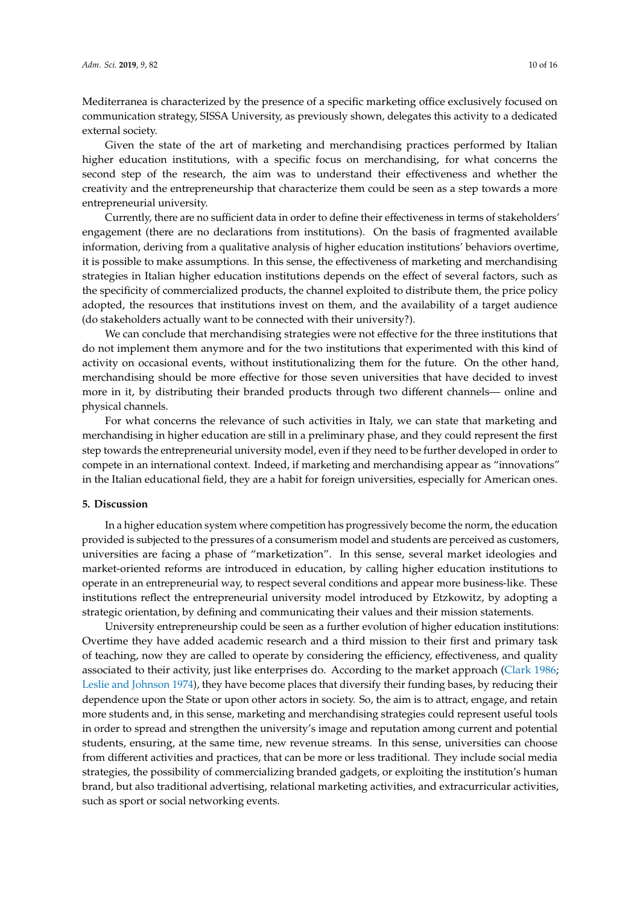Mediterranea is characterized by the presence of a specific marketing office exclusively focused on communication strategy, SISSA University, as previously shown, delegates this activity to a dedicated external society.

Given the state of the art of marketing and merchandising practices performed by Italian higher education institutions, with a specific focus on merchandising, for what concerns the second step of the research, the aim was to understand their effectiveness and whether the creativity and the entrepreneurship that characterize them could be seen as a step towards a more entrepreneurial university.

Currently, there are no sufficient data in order to define their effectiveness in terms of stakeholders' engagement (there are no declarations from institutions). On the basis of fragmented available information, deriving from a qualitative analysis of higher education institutions' behaviors overtime, it is possible to make assumptions. In this sense, the effectiveness of marketing and merchandising strategies in Italian higher education institutions depends on the effect of several factors, such as the specificity of commercialized products, the channel exploited to distribute them, the price policy adopted, the resources that institutions invest on them, and the availability of a target audience (do stakeholders actually want to be connected with their university?).

We can conclude that merchandising strategies were not effective for the three institutions that do not implement them anymore and for the two institutions that experimented with this kind of activity on occasional events, without institutionalizing them for the future. On the other hand, merchandising should be more effective for those seven universities that have decided to invest more in it, by distributing their branded products through two different channels— online and physical channels.

For what concerns the relevance of such activities in Italy, we can state that marketing and merchandising in higher education are still in a preliminary phase, and they could represent the first step towards the entrepreneurial university model, even if they need to be further developed in order to compete in an international context. Indeed, if marketing and merchandising appear as "innovations" in the Italian educational field, they are a habit for foreign universities, especially for American ones.

## 5. Discussion

In a higher education system where competition has progressively become the norm, the education provided is subjected to the pressures of a consumerism model and students are perceived as customers, universities are facing a phase of "marketization". In this sense, several market ideologies and market-oriented reforms are introduced in education, by calling higher education institutions to operate in an entrepreneurial way, to respect several conditions and appear more business-like. These institutions reflect the entrepreneurial university model introduced by Etzkowitz, by adopting a strategic orientation, by defining and communicating their values and their mission statements.

University entrepreneurship could be seen as a further evolution of higher education institutions: Overtime they have added academic research and a third mission to their first and primary task of teaching, now they are called to operate by considering the efficiency, effectiveness, and quality associated to their activity, just like enterprises do. According to the market approach (Clark 1986; Leslie and Johnson 1974), they have become places that diversify their funding bases, by reducing their dependence upon the State or upon other actors in society. So, the aim is to attract, engage, and retain more students and, in this sense, marketing and merchandising strategies could represent useful tools in order to spread and strengthen the university's image and reputation among current and potential students, ensuring, at the same time, new revenue streams. In this sense, universities can choose from different activities and practices, that can be more or less traditional. They include social media strategies, the possibility of commercializing branded gadgets, or exploiting the institution's human brand, but also traditional advertising, relational marketing activities, and extracurricular activities, such as sport or social networking events.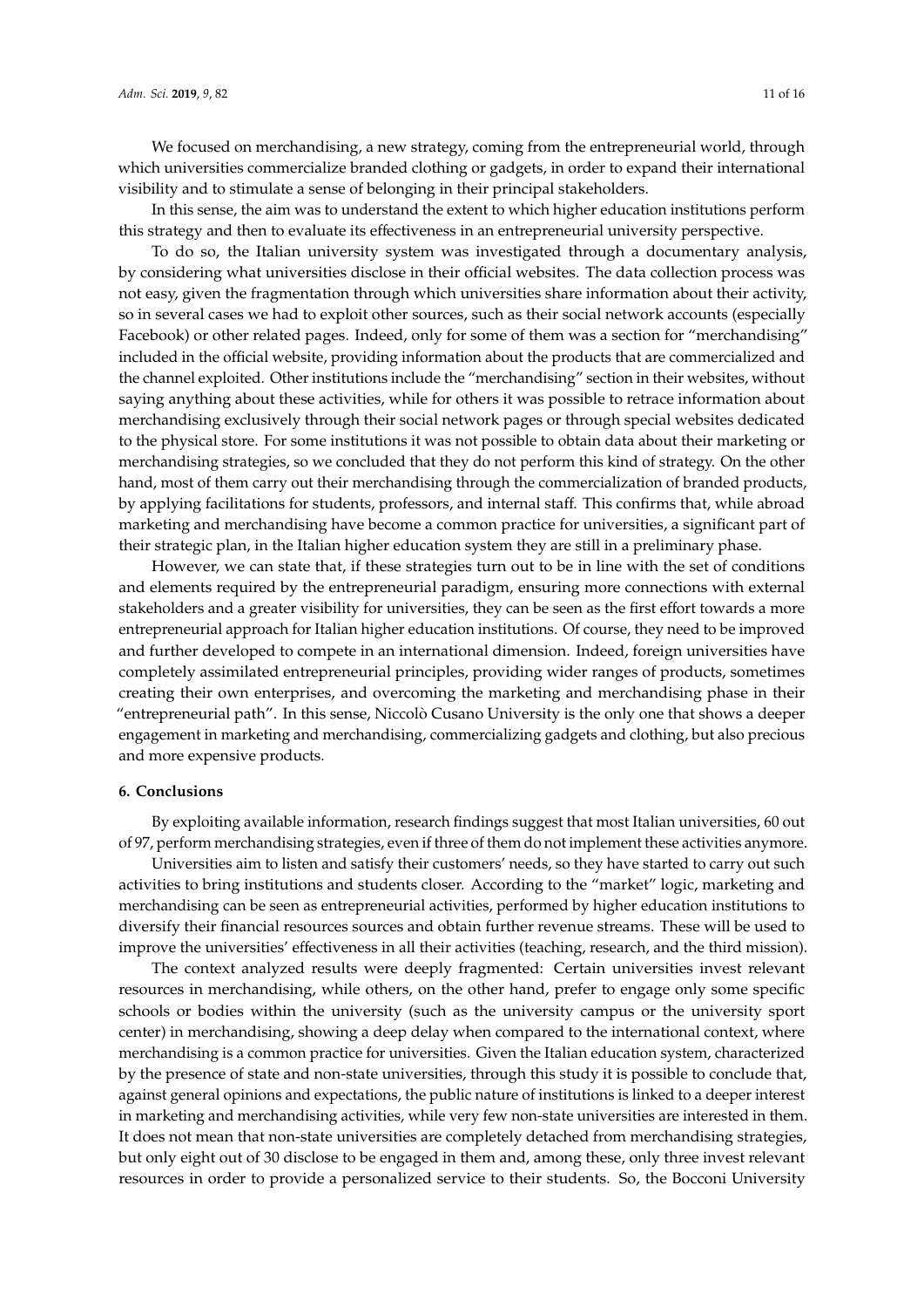We focused on merchandising, a new strategy, coming from the entrepreneurial world, through which universities commercialize branded clothing or gadgets, in order to expand their international visibility and to stimulate a sense of belonging in their principal stakeholders.

In this sense, the aim was to understand the extent to which higher education institutions perform this strategy and then to evaluate its effectiveness in an entrepreneurial university perspective.

To do so, the Italian university system was investigated through a documentary analysis, by considering what universities disclose in their official websites. The data collection process was not easy, given the fragmentation through which universities share information about their activity, so in several cases we had to exploit other sources, such as their social network accounts (especially Facebook) or other related pages. Indeed, only for some of them was a section for "merchandising" included in the official website, providing information about the products that are commercialized and the channel exploited. Other institutions include the "merchandising" section in their websites, without saying anything about these activities, while for others it was possible to retrace information about merchandising exclusively through their social network pages or through special websites dedicated to the physical store. For some institutions it was not possible to obtain data about their marketing or merchandising strategies, so we concluded that they do not perform this kind of strategy. On the other hand, most of them carry out their merchandising through the commercialization of branded products, by applying facilitations for students, professors, and internal staff. This confirms that, while abroad marketing and merchandising have become a common practice for universities, a significant part of their strategic plan, in the Italian higher education system they are still in a preliminary phase.

However, we can state that, if these strategies turn out to be in line with the set of conditions and elements required by the entrepreneurial paradigm, ensuring more connections with external stakeholders and a greater visibility for universities, they can be seen as the first effort towards a more entrepreneurial approach for Italian higher education institutions. Of course, they need to be improved and further developed to compete in an international dimension. Indeed, foreign universities have completely assimilated entrepreneurial principles, providing wider ranges of products, sometimes creating their own enterprises, and overcoming the marketing and merchandising phase in their "entrepreneurial path". In this sense, Niccolò Cusano University is the only one that shows a deeper engagement in marketing and merchandising, commercializing gadgets and clothing, but also precious and more expensive products.

## 6. Conclusions

By exploiting available information, research findings suggest that most Italian universities, 60 out of 97, perform merchandising strategies, even if three of them do not implement these activities anymore.

Universities aim to listen and satisfy their customers' needs, so they have started to carry out such activities to bring institutions and students closer. According to the "market" logic, marketing and merchandising can be seen as entrepreneurial activities, performed by higher education institutions to diversify their financial resources sources and obtain further revenue streams. These will be used to improve the universities' effectiveness in all their activities (teaching, research, and the third mission).

The context analyzed results were deeply fragmented: Certain universities invest relevant resources in merchandising, while others, on the other hand, prefer to engage only some specific schools or bodies within the university (such as the university campus or the university sport center) in merchandising, showing a deep delay when compared to the international context, where merchandising is a common practice for universities. Given the Italian education system, characterized by the presence of state and non-state universities, through this study it is possible to conclude that, against general opinions and expectations, the public nature of institutions is linked to a deeper interest in marketing and merchandising activities, while very few non-state universities are interested in them. It does not mean that non-state universities are completely detached from merchandising strategies, but only eight out of 30 disclose to be engaged in them and, among these, only three invest relevant resources in order to provide a personalized service to their students. So, the Bocconi University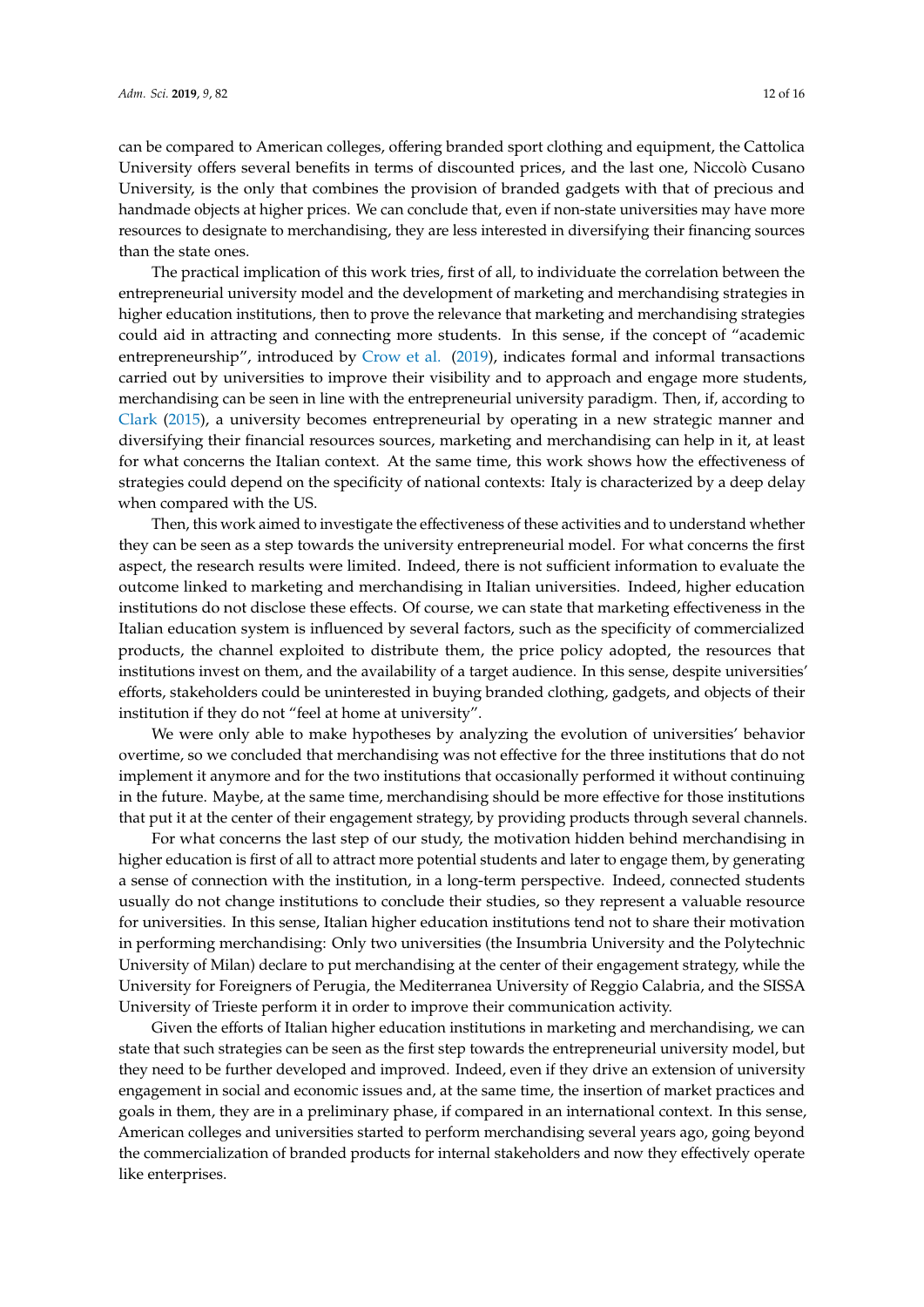can be compared to American colleges, offering branded sport clothing and equipment, the Cattolica University offers several benefits in terms of discounted prices, and the last one, Niccolò Cusano University, is the only that combines the provision of branded gadgets with that of precious and handmade objects at higher prices. We can conclude that, even if non-state universities may have more resources to designate to merchandising, they are less interested in diversifying their financing sources than the state ones.

The practical implication of this work tries, first of all, to individuate the correlation between the entrepreneurial university model and the development of marketing and merchandising strategies in higher education institutions, then to prove the relevance that marketing and merchandising strategies could aid in attracting and connecting more students. In this sense, if the concept of "academic entrepreneurship", introduced by Crow et al. (2019), indicates formal and informal transactions carried out by universities to improve their visibility and to approach and engage more students, merchandising can be seen in line with the entrepreneurial university paradigm. Then, if, according to Clark (2015), a university becomes entrepreneurial by operating in a new strategic manner and diversifying their financial resources sources, marketing and merchandising can help in it, at least for what concerns the Italian context. At the same time, this work shows how the effectiveness of strategies could depend on the specificity of national contexts: Italy is characterized by a deep delay when compared with the US.

Then, this work aimed to investigate the effectiveness of these activities and to understand whether they can be seen as a step towards the university entrepreneurial model. For what concerns the first aspect, the research results were limited. Indeed, there is not sufficient information to evaluate the outcome linked to marketing and merchandising in Italian universities. Indeed, higher education institutions do not disclose these effects. Of course, we can state that marketing effectiveness in the Italian education system is influenced by several factors, such as the specificity of commercialized products, the channel exploited to distribute them, the price policy adopted, the resources that institutions invest on them, and the availability of a target audience. In this sense, despite universities' efforts, stakeholders could be uninterested in buying branded clothing, gadgets, and objects of their institution if they do not "feel at home at university".

We were only able to make hypotheses by analyzing the evolution of universities' behavior overtime, so we concluded that merchandising was not effective for the three institutions that do not implement it anymore and for the two institutions that occasionally performed it without continuing in the future. Maybe, at the same time, merchandising should be more effective for those institutions that put it at the center of their engagement strategy, by providing products through several channels.

For what concerns the last step of our study, the motivation hidden behind merchandising in higher education is first of all to attract more potential students and later to engage them, by generating a sense of connection with the institution, in a long-term perspective. Indeed, connected students usually do not change institutions to conclude their studies, so they represent a valuable resource for universities. In this sense, Italian higher education institutions tend not to share their motivation in performing merchandising: Only two universities (the Insumbria University and the Polytechnic University of Milan) declare to put merchandising at the center of their engagement strategy, while the University for Foreigners of Perugia, the Mediterranea University of Reggio Calabria, and the SISSA University of Trieste perform it in order to improve their communication activity.

Given the efforts of Italian higher education institutions in marketing and merchandising, we can state that such strategies can be seen as the first step towards the entrepreneurial university model, but they need to be further developed and improved. Indeed, even if they drive an extension of university engagement in social and economic issues and, at the same time, the insertion of market practices and goals in them, they are in a preliminary phase, if compared in an international context. In this sense, American colleges and universities started to perform merchandising several years ago, going beyond the commercialization of branded products for internal stakeholders and now they effectively operate like enterprises.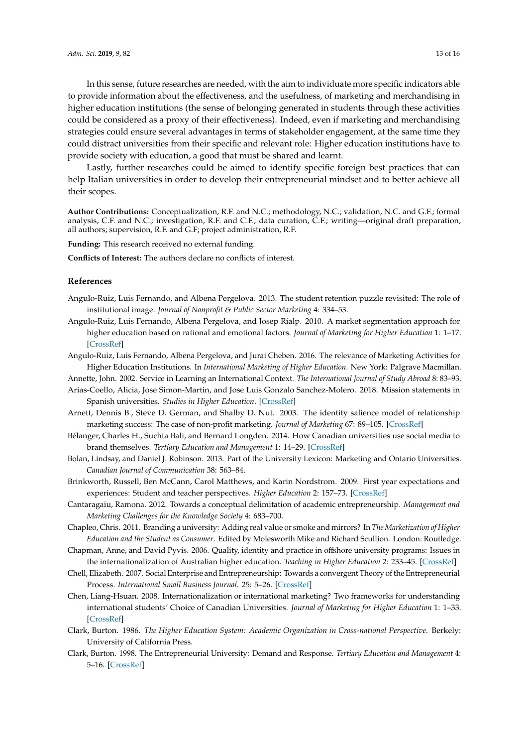In this sense, future researches are needed, with the aim to individuate more specific indicators able to provide information about the effectiveness, and the usefulness, of marketing and merchandising in higher education institutions (the sense of belonging generated in students through these activities could be considered as a proxy of their effectiveness). Indeed, even if marketing and merchandising strategies could ensure several advantages in terms of stakeholder engagement, at the same time they could distract universities from their specific and relevant role: Higher education institutions have to provide society with education, a good that must be shared and learnt.

Lastly, further researches could be aimed to identify specific foreign best practices that can help Italian universities in order to develop their entrepreneurial mindset and to better achieve all their scopes.

**Author Contributions:** Conceptualization, R.F. and N.C.; methodology, N.C.; validation, N.C. and G.F.; formal analysis, C.F. and N.C.; investigation, R.F. and C.F.; data curation, C.F.; writing—original draft preparation, all authors; supervision, R.F. and G.F; project administration, R.F.

**Funding:** This research received no external funding.

**Conflicts of Interest:** The authors declare no conflicts of interest.

## References

Angulo-Ruiz, Luis Fernando, and Albena Pergelova. 2013. The student retention puzzle revisited: The role of institutional image. *Journal of Nonprofit & Public Sector Marketing* 4: 334–53.

Angulo-Ruiz, Luis Fernando, Albena Pergelova, and Josep Rialp. 2010. A market segmentation approach for higher education based on rational and emotional factors. *Journal of Marketing for Higher Education* 1: 1–17. [CrossRef]

Angulo-Ruiz, Luis Fernando, Albena Pergelova, and Jurai Cheben. 2016. The relevance of Marketing Activities for Higher Education Institutions. In *International Marketing of Higher Education*. New York: Palgrave Macmillan.

Annette, John. 2002. Service in Learning an International Context. *The International Journal of Study Abroad* 8: 83–93.

Arias-Coello, Alicia, Jose Simon-Martin, and Jose Luis Gonzalo Sanchez-Molero. 2018. Mission statements in Spanish universities. *Studies in Higher Education*. [CrossRef]

Arnett, Dennis B., Steve D. German, and Shalby D. Nut. 2003. The identity salience model of relationship marketing success: The case of non-profit marketing. *Journal of Marketing* 67: 89–105. [CrossRef]

Bélanger, Charles H., Suchta Bali, and Bernard Longden. 2014. How Canadian universities use social media to brand themselves. *Tertiary Education and Management* 1: 14–29. [CrossRef]

Bolan, Lindsay, and Daniel J. Robinson. 2013. Part of the University Lexicon: Marketing and Ontario Universities. *Canadian Journal of Communication* 38: 563–84.

Brinkworth, Russell, Ben McCann, Carol Matthews, and Karin Nordstrom. 2009. First year expectations and experiences: Student and teacher perspectives. *Higher Education* 2: 157–73. [CrossRef]

Cantaragaiu, Ramona. 2012. Towards a conceptual delimitation of academic entrepreneurship. *Management and Marketing Challenges for the Knowledge Society* 4: 683–700.

Chapleo, Chris. 2011. Branding a university: Adding real value or smoke and mirrors? In *The Marketization of Higher Education and the Student as Consumer*. Edited by Molesworth Mike and Richard Scullion. London: Routledge.

Chapman, Anne, and David Pyvis. 2006. Quality, identity and practice in offshore university programs: Issues in the internationalization of Australian higher education. *Teaching in Higher Education* 2: 233–45. [CrossRef]

Chell, Elizabeth. 2007. Social Enterprise and Entrepreneurship: Towards a convergent Theory of the Entrepreneurial Process. *International Small Business Journal.* 25: 5–26. [CrossRef]

Chen, Liang-Hsuan. 2008. Internationalization or international marketing? Two frameworks for understanding international students' Choice of Canadian Universities. *Journal of Marketing for Higher Education* 1: 1–33. [CrossRef]

Clark, Burton. 1986. *The Higher Education System: Academic Organization in Cross-national Perspective*. Berkely: University of California Press.

Clark, Burton. 1998. The Entrepreneurial University: Demand and Response. *Tertiary Education and Management* 4: 5–16. [CrossRef]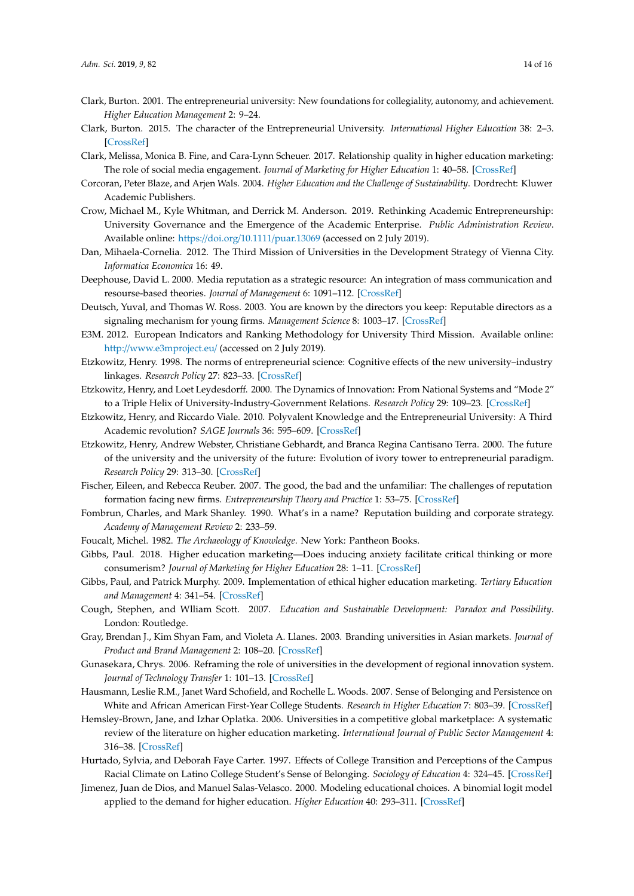Clark, Burton. 2001. The entrepreneurial university: New foundations for collegiality, autonomy, and achievement. *Higher Education Management* 2: 9–24.

Clark, Burton. 2015. The character of the Entrepreneurial University. *International Higher Education* 38: 2–3. [CrossRef]

Clark, Melissa, Monica B. Fine, and Cara-Lynn Scheuer. 2017. Relationship quality in higher education marketing: The role of social media engagement. *Journal of Marketing for Higher Education* 1: 40–58. [CrossRef]

Corcoran, Peter Blaze, and Arjen Wals. 2004. *Higher Education and the Challenge of Sustainability*. Dordrecht: Kluwer Academic Publishers.

Crow, Michael M., Kyle Whitman, and Derrick M. Anderson. 2019. Rethinking Academic Entrepreneurship: University Governance and the Emergence of the Academic Enterprise. *Public Administration Review*. Available online: https://doi.org/10.1111/puar.13069 (accessed on 2 July 2019).

Dan, Mihaela-Cornelia. 2012. The Third Mission of Universities in the Development Strategy of Vienna City. *Informatica Economica* 16: 49.

Deephouse, David L. 2000. Media reputation as a strategic resource: An integration of mass communication and resourse-based theories. *Journal of Management* 6: 1091–112. [CrossRef]

Deutsch, Yuval, and Thomas W. Ross. 2003. You are known by the directors you keep: Reputable directors as a signaling mechanism for young firms. *Management Science* 8: 1003–17. [CrossRef]

E3M. 2012. European Indicators and Ranking Methodology for University Third Mission. Available online: http://www.e3mproject.eu/ (accessed on 2 July 2019).

Etzkowitz, Henry. 1998. The norms of entrepreneurial science: Cognitive effects of the new university–industry linkages. *Research Policy* 27: 823–33. [CrossRef]

Etzkowitz, Henry, and Loet Leydesdorff. 2000. The Dynamics of Innovation: From National Systems and "Mode 2" to a Triple Helix of University-Industry-Government Relations. *Research Policy* 29: 109–23. [CrossRef]

Etzkowitz, Henry, and Riccardo Viale. 2010. Polyvalent Knowledge and the Entrepreneurial University: A Third Academic revolution? *SAGE Journals* 36: 595–609. [CrossRef]

Etzkowitz, Henry, Andrew Webster, Christiane Gebhardt, and Branca Regina Cantisano Terra. 2000. The future of the university and the university of the future: Evolution of ivory tower to entrepreneurial paradigm. *Research Policy* 29: 313–30. [CrossRef]

Fischer, Eileen, and Rebecca Reuber. 2007. The good, the bad and the unfamiliar: The challenges of reputation formation facing new firms. *Entrepreneurship Theory and Practice* 1: 53–75. [CrossRef]

Fombrun, Charles, and Mark Shanley. 1990. What's in a name? Reputation building and corporate strategy. *Academy of Management Review* 2: 233–59.

Foucalt, Michel. 1982. *The Archaeology of Knowledge*. New York: Pantheon Books.

Gibbs, Paul. 2018. Higher education marketing—Does inducing anxiety facilitate critical thinking or more consumerism? *Journal of Marketing for Higher Education* 28: 1–11. [CrossRef]

Gibbs, Paul, and Patrick Murphy. 2009. Implementation of ethical higher education marketing. *Tertiary Education and Management* 4: 341–54. [CrossRef]

Cough, Stephen, and Wlliam Scott. 2007. *Education and Sustainable Development: Paradox and Possibility*. London: Routledge.

Gray, Brendan J., Kim Shyan Fam, and Violeta A. Llanes. 2003. Branding universities in Asian markets. *Journal of Product and Brand Management* 2: 108–20. [CrossRef]

Gunasekara, Chrys. 2006. Reframing the role of universities in the development of regional innovation system. *Journal of Technology Transfer* 1: 101–13. [CrossRef]

Hausmann, Leslie R.M., Janet Ward Schofield, and Rochelle L. Woods. 2007. Sense of Belonging and Persistence on White and African American First-Year College Students. *Research in Higher Education* 7: 803–39. [CrossRef]

Hemsley-Brown, Jane, and Izhar Oplatka. 2006. Universities in a competitive global marketplace: A systematic review of the literature on higher education marketing. *International Journal of Public Sector Management* 4: 316–38. [CrossRef]

Hurtado, Sylvia, and Deborah Faye Carter. 1997. Effects of College Transition and Perceptions of the Campus Racial Climate on Latino College Student's Sense of Belonging. *Sociology of Education* 4: 324–45. [CrossRef]

Jimenez, Juan de Dios, and Manuel Salas-Velasco. 2000. Modeling educational choices. A binomial logit model applied to the demand for higher education. *Higher Education* 40: 293–311. [CrossRef]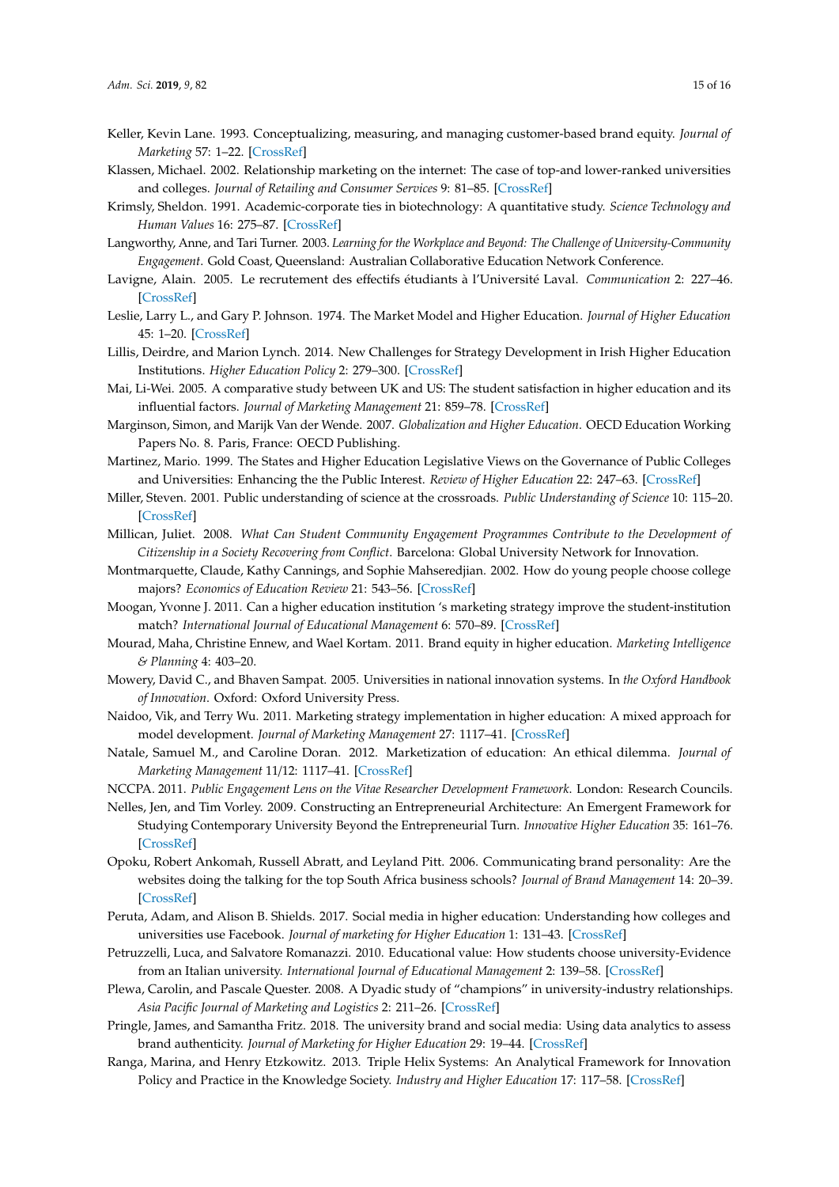Keller, Kevin Lane. 1993. Conceptualizing, measuring, and managing customer-based brand equity. *Journal of Marketing* 57: 1–22. [CrossRef]

Klassen, Michael. 2002. Relationship marketing on the internet: The case of top-and lower-ranked universities and colleges. *Journal of Retailing and Consumer Services* 9: 81–85. [CrossRef]

Krimsly, Sheldon. 1991. Academic-corporate ties in biotechnology: A quantitative study. *Science Technology and Human Values* 16: 275–87. [CrossRef]

Langworthy, Anne, and Tari Turner. 2003. *Learning for the Workplace and Beyond: The Challenge of University-Community Engagement*. Gold Coast, Queensland: Australian Collaborative Education Network Conference.

Lavigne, Alain. 2005. Le recrutement des effectifs étudiants à l'Université Laval. *Communication* 2: 227–46. [CrossRef]

Leslie, Larry L., and Gary P. Johnson. 1974. The Market Model and Higher Education. *Journal of Higher Education* 45: 1–20. [CrossRef]

Lillis, Deirdre, and Marion Lynch. 2014. New Challenges for Strategy Development in Irish Higher Education Institutions. *Higher Education Policy* 2: 279–300. [CrossRef]

Mai, Li-Wei. 2005. A comparative study between UK and US: The student satisfaction in higher education and its influential factors. *Journal of Marketing Management* 21: 859–78. [CrossRef]

Marginson, Simon, and Marijk Van der Wende. 2007. *Globalization and Higher Education*. OECD Education Working Papers No. 8. Paris, France: OECD Publishing.

Martinez, Mario. 1999. The States and Higher Education Legislative Views on the Governance of Public Colleges and Universities: Enhancing the the Public Interest. *Review of Higher Education* 22: 247–63. [CrossRef]

Miller, Steven. 2001. Public understanding of science at the crossroads. *Public Understanding of Science* 10: 115–20. [CrossRef]

Millican, Juliet. 2008. *What Can Student Community Engagement Programmes Contribute to the Development of Citizenship in a Society Recovering from Conflict*. Barcelona: Global University Network for Innovation.

Montmarquette, Claude, Kathy Cannings, and Sophie Mahseredjian. 2002. How do young people choose college majors? *Economics of Education Review* 21: 543–56. [CrossRef]

Moogan, Yvonne J. 2011. Can a higher education institution 's marketing strategy improve the student-institution match? *International Journal of Educational Management* 6: 570–89. [CrossRef]

Mourad, Maha, Christine Ennew, and Wael Kortam. 2011. Brand equity in higher education. *Marketing Intelligence & Planning* 4: 403–20.

Mowery, David C., and Bhaven Sampat. 2005. Universities in national innovation systems. In *the Oxford Handbook of Innovation*. Oxford: Oxford University Press.

Naidoo, Vik, and Terry Wu. 2011. Marketing strategy implementation in higher education: A mixed approach for model development. *Journal of Marketing Management* 27: 1117–41. [CrossRef]

Natale, Samuel M., and Caroline Doran. 2012. Marketization of education: An ethical dilemma. *Journal of Marketing Management* 11/12: 1117–41. [CrossRef]

NCCPA. 2011. *Public Engagement Lens on the Vitae Researcher Development Framework*. London: Research Councils.

Nelles, Jen, and Tim Vorley. 2009. Constructing an Entrepreneurial Architecture: An Emergent Framework for Studying Contemporary University Beyond the Entrepreneurial Turn. *Innovative Higher Education* 35: 161–76. [CrossRef]

Opoku, Robert Ankomah, Russell Abratt, and Leyland Pitt. 2006. Communicating brand personality: Are the websites doing the talking for the top South Africa business schools? *Journal of Brand Management* 14: 20–39. [CrossRef]

Peruta, Adam, and Alison B. Shields. 2017. Social media in higher education: Understanding how colleges and universities use Facebook. *Journal of marketing for Higher Education* 1: 131–43. [CrossRef]

Petruzzelli, Luca, and Salvatore Romanazzi. 2010. Educational value: How students choose university-Evidence from an Italian university. *International Journal of Educational Management* 2: 139–58. [CrossRef]

Plewa, Carolin, and Pascale Quester. 2008. A Dyadic study of "champions" in university-industry relationships. *Asia Pacific Journal of Marketing and Logistics* 2: 211–26. [CrossRef]

Pringle, James, and Samantha Fritz. 2018. The university brand and social media: Using data analytics to assess brand authenticity. *Journal of Marketing for Higher Education* 29: 19–44. [CrossRef]

Ranga, Marina, and Henry Etzkowitz. 2013. Triple Helix Systems: An Analytical Framework for Innovation Policy and Practice in the Knowledge Society. *Industry and Higher Education* 17: 117–58. [CrossRef]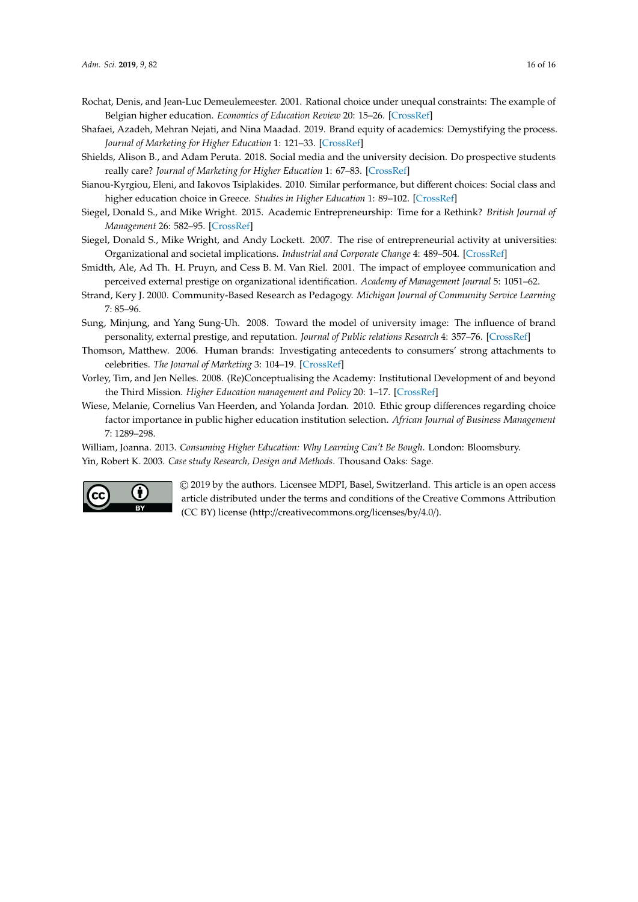Rochat, Denis, and Jean-Luc Demeulemeester. 2001. Rational choice under unequal constraints: The example of Belgian higher education. *Economics of Education Review* 20: 15–26. [CrossRef]

Shafaei, Azadeh, Mehran Nejati, and Nina Maadad. 2019. Brand equity of academics: Demystifying the process. *Journal of Marketing for Higher Education* 1: 121–33. [CrossRef]

Shields, Alison B., and Adam Peruta. 2018. Social media and the university decision. Do prospective students really care? *Journal of Marketing for Higher Education* 1: 67–83. [CrossRef]

Sianou-Kyrgiou, Eleni, and Iakovos Tsiplakides. 2010. Similar performance, but different choices: Social class and higher education choice in Greece. *Studies in Higher Education* 1: 89–102. [CrossRef]

Siegel, Donald S., and Mike Wright. 2015. Academic Entrepreneurship: Time for a Rethink? *British Journal of Management* 26: 582–95. [CrossRef]

Siegel, Donald S., Mike Wright, and Andy Lockett. 2007. The rise of entrepreneurial activity at universities: Organizational and societal implications. *Industrial and Corporate Change* 4: 489–504. [CrossRef]

Smidth, Ale, Ad Th. H. Pruyn, and Cess B. M. Van Riel. 2001. The impact of employee communication and perceived external prestige on organizational identification. *Academy of Management Journal* 5: 1051–62.

Strand, Kery J. 2000. Community-Based Research as Pedagogy. *Michigan Journal of Community Service Learning* 7: 85–96.

Sung, Minjung, and Yang Sung-Uh. 2008. Toward the model of university image: The influence of brand personality, external prestige, and reputation. *Journal of Public relations Research* 4: 357–76. [CrossRef]

Thomson, Matthew. 2006. Human brands: Investigating antecedents to consumers' strong attachments to celebrities. *The Journal of Marketing* 3: 104–19. [CrossRef]

Vorley, Tim, and Jen Nelles. 2008. (Re)Conceptualising the Academy: Institutional Development of and beyond the Third Mission. *Higher Education management and Policy* 20: 1–17. [CrossRef]

Wiese, Melanie, Cornelius Van Heerden, and Yolanda Jordan. 2010. Ethic group differences regarding choice factor importance in public higher education institution selection. *African Journal of Business Management* 7: 1289–298.

William, Joanna. 2013. *Consuming Higher Education: Why Learning Can't Be Bough*. London: Bloomsbury.

Yin, Robert K. 2003. *Case study Research, Design and Methods*. Thousand Oaks: Sage.

© 2019 by the authors. Licensee MDPI, Basel, Switzerland. This article is an open access article distributed under the terms and conditions of the Creative Commons Attribution (CC BY) license (http://creativecommons.org/licenses/by/4.0/).